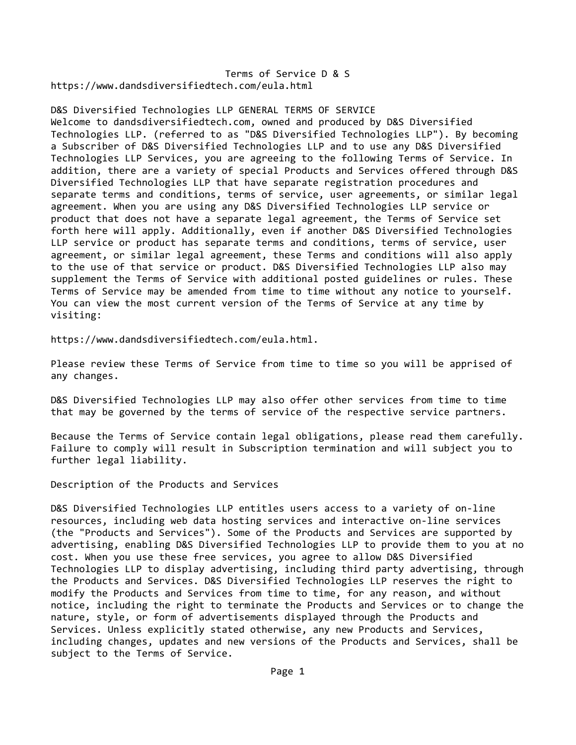# Terms of Service D & S

https://www.dandsdiversifiedtech.com/eula.html

## D&S Diversified Technologies LLP GENERAL TERMS OF SERVICE

Welcome to dandsdiversifiedtech.com, owned and produced by D&S Diversified Technologies LLP. (referred to as "D&S Diversified Technologies LLP"). By becoming a Subscriber of D&S Diversified Technologies LLP and to use any D&S Diversified Technologies LLP Services, you are agreeing to the following Terms of Service. In addition, there are a variety of special Products and Services offered through D&S Diversified Technologies LLP that have separate registration procedures and separate terms and conditions, terms of service, user agreements, or similar legal agreement. When you are using any D&S Diversified Technologies LLP service or product that does not have a separate legal agreement, the Terms of Service set forth here will apply. Additionally, even if another D&S Diversified Technologies LLP service or product has separate terms and conditions, terms of service, user agreement, or similar legal agreement, these Terms and conditions will also apply to the use of that service or product. D&S Diversified Technologies LLP also may supplement the Terms of Service with additional posted guidelines or rules. These Terms of Service may be amended from time to time without any notice to yourself. You can view the most current version of the Terms of Service at any time by visiting:

https://www.dandsdiversifiedtech.com/eula.html.

Please review these Terms of Service from time to time so you will be apprised of any changes.

D&S Diversified Technologies LLP may also offer other services from time to time that may be governed by the terms of service of the respective service partners.

Because the Terms of Service contain legal obligations, please read them carefully. Failure to comply will result in Subscription termination and will subject you to further legal liability.

## Description of the Products and Services

D&S Diversified Technologies LLP entitles users access to a variety of on-line resources, including web data hosting services and interactive on-line services (the "Products and Services"). Some of the Products and Services are supported by advertising, enabling D&S Diversified Technologies LLP to provide them to you at no cost. When you use these free services, you agree to allow D&S Diversified Technologies LLP to display advertising, including third party advertising, through the Products and Services. D&S Diversified Technologies LLP reserves the right to modify the Products and Services from time to time, for any reason, and without notice, including the right to terminate the Products and Services or to change the nature, style, or form of advertisements displayed through the Products and Services. Unless explicitly stated otherwise, any new Products and Services, including changes, updates and new versions of the Products and Services, shall be subject to the Terms of Service.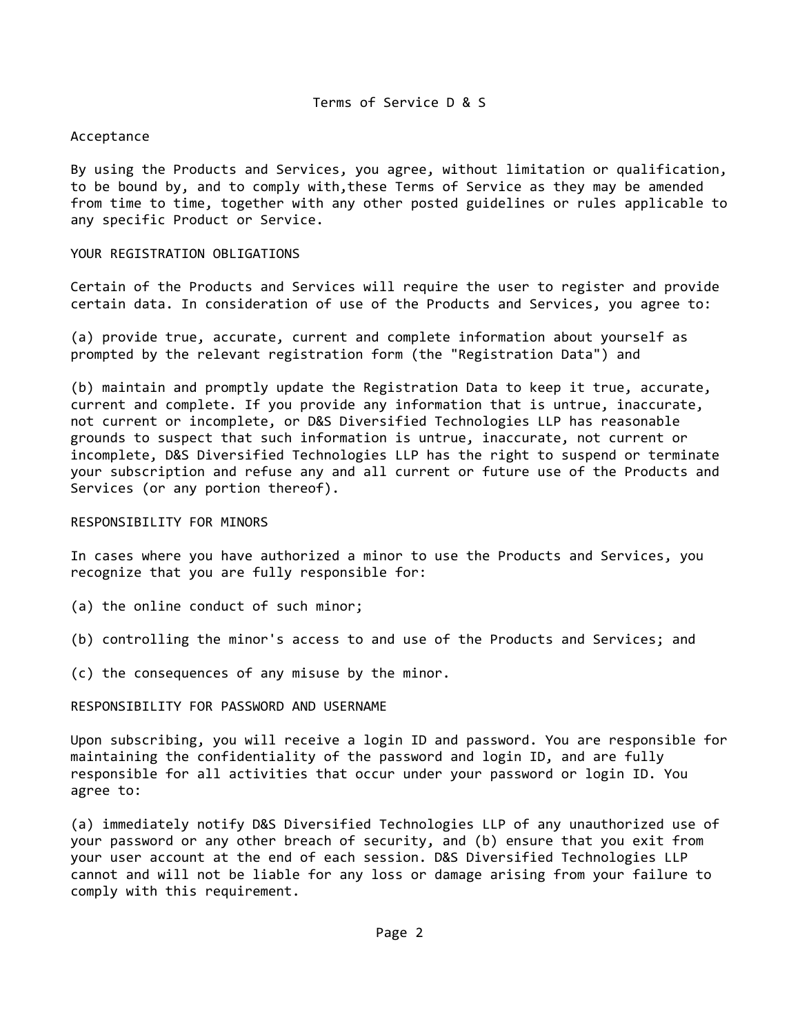# Terms of Service D & S

## Acceptance

By using the Products and Services, you agree, without limitation or qualification, to be bound by, and to comply with,these Terms of Service as they may be amended from time to time, together with any other posted guidelines or rules applicable to any specific Product or Service.

## YOUR REGISTRATION OBLIGATIONS

Certain of the Products and Services will require the user to register and provide certain data. In consideration of use of the Products and Services, you agree to:

(a) provide true, accurate, current and complete information about yourself as prompted by the relevant registration form (the "Registration Data") and

(b) maintain and promptly update the Registration Data to keep it true, accurate, current and complete. If you provide any information that is untrue, inaccurate, not current or incomplete, or D&S Diversified Technologies LLP has reasonable grounds to suspect that such information is untrue, inaccurate, not current or incomplete, D&S Diversified Technologies LLP has the right to suspend or terminate your subscription and refuse any and all current or future use of the Products and Services (or any portion thereof).

## RESPONSIBILITY FOR MINORS

In cases where you have authorized a minor to use the Products and Services, you recognize that you are fully responsible for:

(a) the online conduct of such minor;

(b) controlling the minor's access to and use of the Products and Services; and

(c) the consequences of any misuse by the minor.

## RESPONSIBILITY FOR PASSWORD AND USERNAME

Upon subscribing, you will receive a login ID and password. You are responsible for maintaining the confidentiality of the password and login ID, and are fully responsible for all activities that occur under your password or login ID. You agree to:

(a) immediately notify D&S Diversified Technologies LLP of any unauthorized use of your password or any other breach of security, and (b) ensure that you exit from your user account at the end of each session. D&S Diversified Technologies LLP cannot and will not be liable for any loss or damage arising from your failure to comply with this requirement.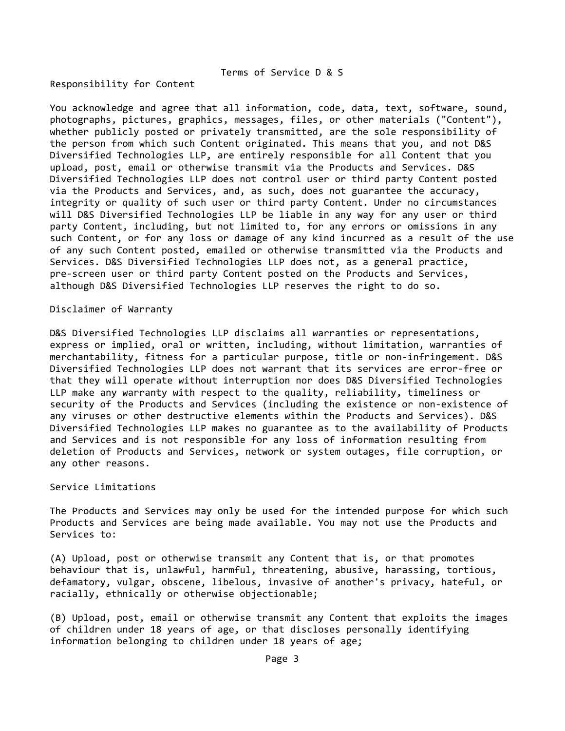Terms of Service D & S

## Responsibility for Content

You acknowledge and agree that all information, code, data, text, software, sound, photographs, pictures, graphics, messages, files, or other materials ("Content"), whether publicly posted or privately transmitted, are the sole responsibility of the person from which such Content originated. This means that you, and not D&S Diversified Technologies LLP, are entirely responsible for all Content that you upload, post, email or otherwise transmit via the Products and Services. D&S Diversified Technologies LLP does not control user or third party Content posted via the Products and Services, and, as such, does not guarantee the accuracy, integrity or quality of such user or third party Content. Under no circumstances will D&S Diversified Technologies LLP be liable in any way for any user or third party Content, including, but not limited to, for any errors or omissions in any such Content, or for any loss or damage of any kind incurred as a result of the use of any such Content posted, emailed or otherwise transmitted via the Products and Services. D&S Diversified Technologies LLP does not, as a general practice, pre-screen user or third party Content posted on the Products and Services, although D&S Diversified Technologies LLP reserves the right to do so.

## Disclaimer of Warranty

D&S Diversified Technologies LLP disclaims all warranties or representations, express or implied, oral or written, including, without limitation, warranties of merchantability, fitness for a particular purpose, title or non-infringement. D&S Diversified Technologies LLP does not warrant that its services are error-free or that they will operate without interruption nor does D&S Diversified Technologies LLP make any warranty with respect to the quality, reliability, timeliness or security of the Products and Services (including the existence or non-existence of any viruses or other destructive elements within the Products and Services). D&S Diversified Technologies LLP makes no guarantee as to the availability of Products and Services and is not responsible for any loss of information resulting from deletion of Products and Services, network or system outages, file corruption, or any other reasons.

## Service Limitations

The Products and Services may only be used for the intended purpose for which such Products and Services are being made available. You may not use the Products and Services to:

(A) Upload, post or otherwise transmit any Content that is, or that promotes behaviour that is, unlawful, harmful, threatening, abusive, harassing, tortious, defamatory, vulgar, obscene, libelous, invasive of another's privacy, hateful, or racially, ethnically or otherwise objectionable;

(B) Upload, post, email or otherwise transmit any Content that exploits the images of children under 18 years of age, or that discloses personally identifying information belonging to children under 18 years of age;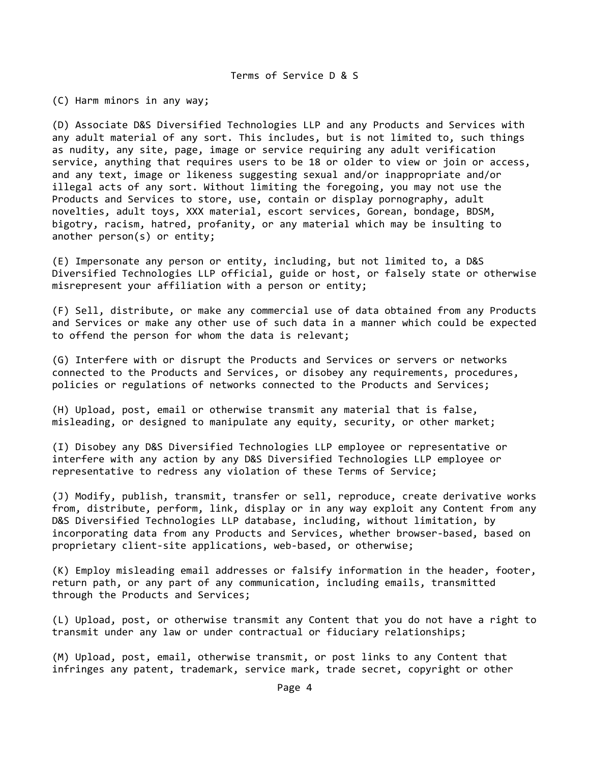(C) Harm minors in any way;

(D) Associate D&S Diversified Technologies LLP and any Products and Services with any adult material of any sort. This includes, but is not limited to, such things as nudity, any site, page, image or service requiring any adult verification service, anything that requires users to be 18 or older to view or join or access, and any text, image or likeness suggesting sexual and/or inappropriate and/or illegal acts of any sort. Without limiting the foregoing, you may not use the Products and Services to store, use, contain or display pornography, adult novelties, adult toys, XXX material, escort services, Gorean, bondage, BDSM, bigotry, racism, hatred, profanity, or any material which may be insulting to another person(s) or entity;

(E) Impersonate any person or entity, including, but not limited to, a D&S Diversified Technologies LLP official, guide or host, or falsely state or otherwise misrepresent your affiliation with a person or entity;

(F) Sell, distribute, or make any commercial use of data obtained from any Products and Services or make any other use of such data in a manner which could be expected to offend the person for whom the data is relevant;

(G) Interfere with or disrupt the Products and Services or servers or networks connected to the Products and Services, or disobey any requirements, procedures, policies or regulations of networks connected to the Products and Services;

(H) Upload, post, email or otherwise transmit any material that is false, misleading, or designed to manipulate any equity, security, or other market;

(I) Disobey any D&S Diversified Technologies LLP employee or representative or interfere with any action by any D&S Diversified Technologies LLP employee or representative to redress any violation of these Terms of Service;

(J) Modify, publish, transmit, transfer or sell, reproduce, create derivative works from, distribute, perform, link, display or in any way exploit any Content from any D&S Diversified Technologies LLP database, including, without limitation, by incorporating data from any Products and Services, whether browser-based, based on proprietary client-site applications, web-based, or otherwise;

(K) Employ misleading email addresses or falsify information in the header, footer, return path, or any part of any communication, including emails, transmitted through the Products and Services;

(L) Upload, post, or otherwise transmit any Content that you do not have a right to transmit under any law or under contractual or fiduciary relationships;

(M) Upload, post, email, otherwise transmit, or post links to any Content that infringes any patent, trademark, service mark, trade secret, copyright or other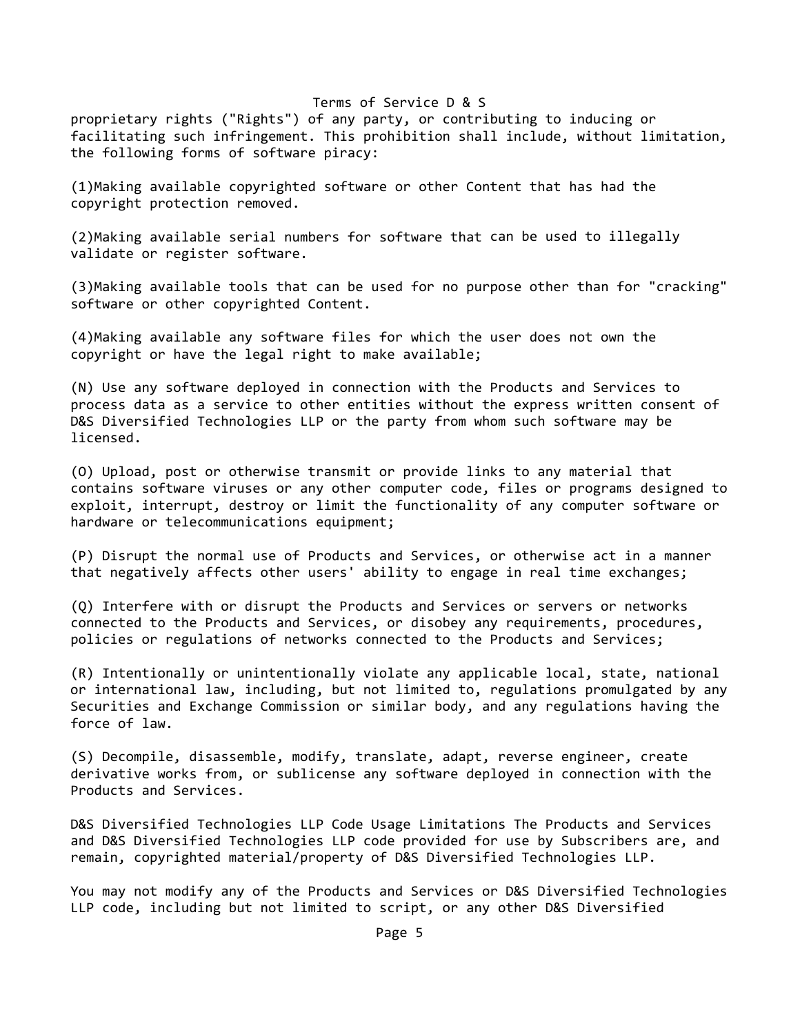proprietary rights ("Rights") of any party, or contributing to inducing or facilitating such infringement. This prohibition shall include, without limitation, the following forms of software piracy:

(1)Making available copyrighted software or other Content that has had the copyright protection removed.

(2)Making available serial numbers for software that can be used to illegally validate or register software.

(3)Making available tools that can be used for no purpose other than for "cracking" software or other copyrighted Content.

(4)Making available any software files for which the user does not own the copyright or have the legal right to make available;

(N) Use any software deployed in connection with the Products and Services to process data as a service to other entities without the express written consent of D&S Diversified Technologies LLP or the party from whom such software may be licensed.

(O) Upload, post or otherwise transmit or provide links to any material that contains software viruses or any other computer code, files or programs designed to exploit, interrupt, destroy or limit the functionality of any computer software or hardware or telecommunications equipment;

(P) Disrupt the normal use of Products and Services, or otherwise act in a manner that negatively affects other users' ability to engage in real time exchanges;

(Q) Interfere with or disrupt the Products and Services or servers or networks connected to the Products and Services, or disobey any requirements, procedures, policies or regulations of networks connected to the Products and Services;

(R) Intentionally or unintentionally violate any applicable local, state, national or international law, including, but not limited to, regulations promulgated by any Securities and Exchange Commission or similar body, and any regulations having the force of law.

(S) Decompile, disassemble, modify, translate, adapt, reverse engineer, create derivative works from, or sublicense any software deployed in connection with the Products and Services.

D&S Diversified Technologies LLP Code Usage Limitations The Products and Services and D&S Diversified Technologies LLP code provided for use by Subscribers are, and remain, copyrighted material/property of D&S Diversified Technologies LLP.

You may not modify any of the Products and Services or D&S Diversified Technologies LLP code, including but not limited to script, or any other D&S Diversified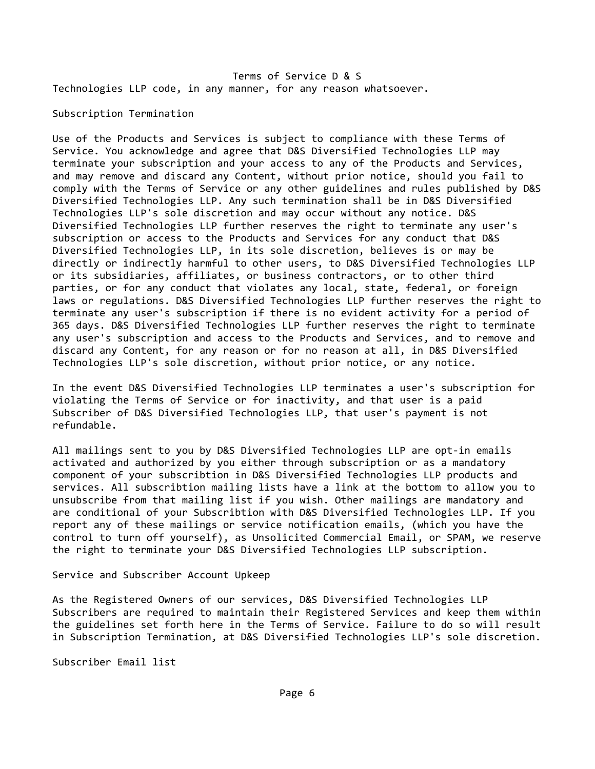Technologies LLP code, in any manner, for any reason whatsoever.

## Subscription Termination

Use of the Products and Services is subject to compliance with these Terms of Service. You acknowledge and agree that D&S Diversified Technologies LLP may terminate your subscription and your access to any of the Products and Services, and may remove and discard any Content, without prior notice, should you fail to comply with the Terms of Service or any other guidelines and rules published by D&S Diversified Technologies LLP. Any such termination shall be in D&S Diversified Technologies LLP's sole discretion and may occur without any notice. D&S Diversified Technologies LLP further reserves the right to terminate any user's subscription or access to the Products and Services for any conduct that D&S Diversified Technologies LLP, in its sole discretion, believes is or may be directly or indirectly harmful to other users, to D&S Diversified Technologies LLP or its subsidiaries, affiliates, or business contractors, or to other third parties, or for any conduct that violates any local, state, federal, or foreign laws or regulations. D&S Diversified Technologies LLP further reserves the right to terminate any user's subscription if there is no evident activity for a period of 365 days. D&S Diversified Technologies LLP further reserves the right to terminate any user's subscription and access to the Products and Services, and to remove and discard any Content, for any reason or for no reason at all, in D&S Diversified Technologies LLP's sole discretion, without prior notice, or any notice.

In the event D&S Diversified Technologies LLP terminates a user's subscription for violating the Terms of Service or for inactivity, and that user is a paid Subscriber of D&S Diversified Technologies LLP, that user's payment is not refundable.

All mailings sent to you by D&S Diversified Technologies LLP are opt-in emails activated and authorized by you either through subscription or as a mandatory component of your subscribtion in D&S Diversified Technologies LLP products and services. All subscribtion mailing lists have a link at the bottom to allow you to unsubscribe from that mailing list if you wish. Other mailings are mandatory and are conditional of your Subscribtion with D&S Diversified Technologies LLP. If you report any of these mailings or service notification emails, (which you have the control to turn off yourself), as Unsolicited Commercial Email, or SPAM, we reserve the right to terminate your D&S Diversified Technologies LLP subscription.

## Service and Subscriber Account Upkeep

As the Registered Owners of our services, D&S Diversified Technologies LLP Subscribers are required to maintain their Registered Services and keep them within the guidelines set forth here in the Terms of Service. Failure to do so will result in Subscription Termination, at D&S Diversified Technologies LLP's sole discretion.

## Subscriber Email list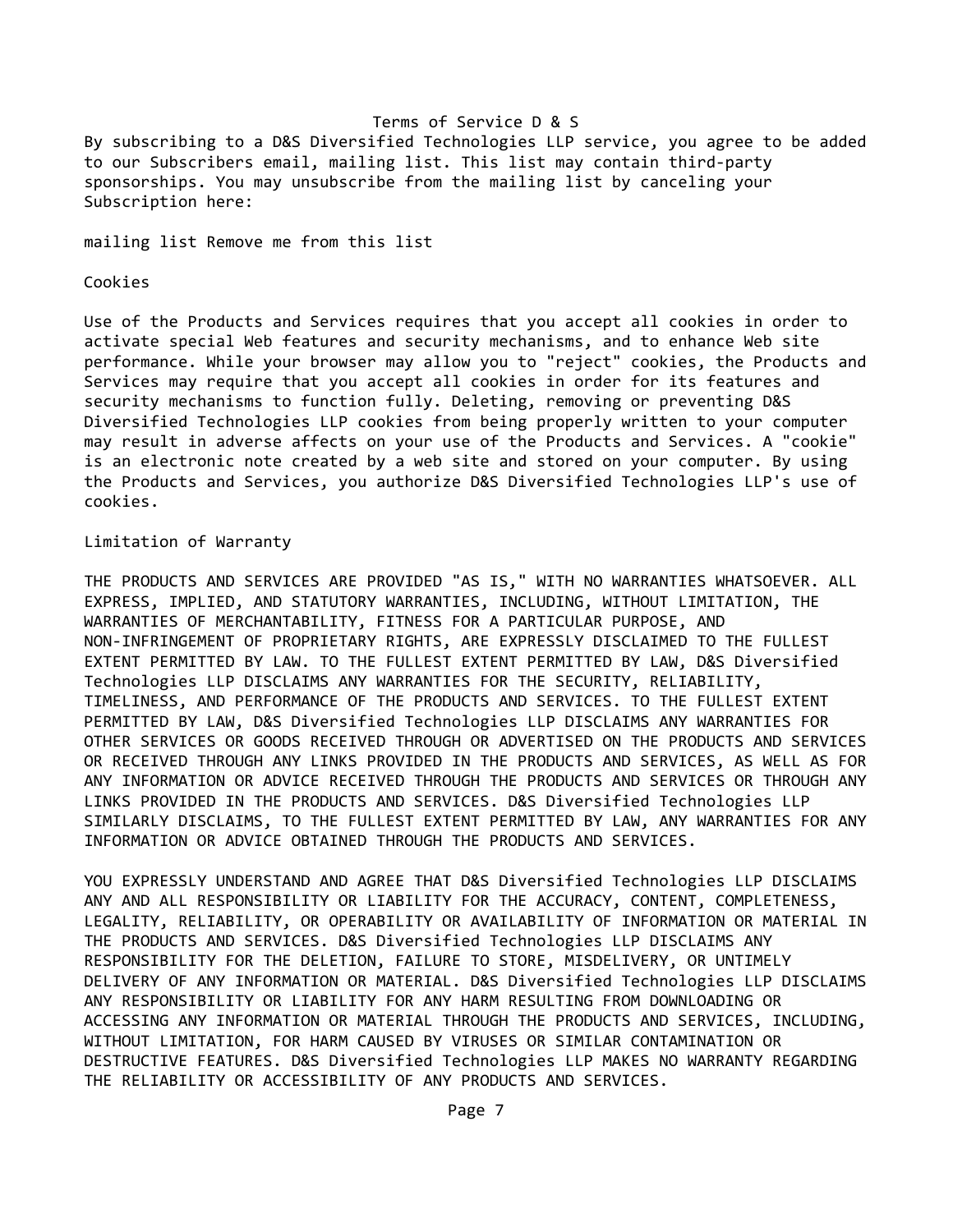# Terms of Service D & S

By subscribing to a D&S Diversified Technologies LLP service, you agree to be added to our Subscribers email, mailing list. This list may contain third-party sponsorships. You may unsubscribe from the mailing list by canceling your Subscription here:

mailing list Remove me from this list

## Cookies

Use of the Products and Services requires that you accept all cookies in order to activate special Web features and security mechanisms, and to enhance Web site performance. While your browser may allow you to "reject" cookies, the Products and Services may require that you accept all cookies in order for its features and security mechanisms to function fully. Deleting, removing or preventing D&S Diversified Technologies LLP cookies from being properly written to your computer may result in adverse affects on your use of the Products and Services. A "cookie" is an electronic note created by a web site and stored on your computer. By using the Products and Services, you authorize D&S Diversified Technologies LLP's use of cookies.

## Limitation of Warranty

THE PRODUCTS AND SERVICES ARE PROVIDED "AS IS," WITH NO WARRANTIES WHATSOEVER. ALL EXPRESS, IMPLIED, AND STATUTORY WARRANTIES, INCLUDING, WITHOUT LIMITATION, THE WARRANTIES OF MERCHANTABILITY, FITNESS FOR A PARTICULAR PURPOSE, AND NON-INFRINGEMENT OF PROPRIETARY RIGHTS, ARE EXPRESSLY DISCLAIMED TO THE FULLEST EXTENT PERMITTED BY LAW. TO THE FULLEST EXTENT PERMITTED BY LAW, D&S Diversified Technologies LLP DISCLAIMS ANY WARRANTIES FOR THE SECURITY, RELIABILITY, TIMELINESS, AND PERFORMANCE OF THE PRODUCTS AND SERVICES. TO THE FULLEST EXTENT PERMITTED BY LAW, D&S Diversified Technologies LLP DISCLAIMS ANY WARRANTIES FOR OTHER SERVICES OR GOODS RECEIVED THROUGH OR ADVERTISED ON THE PRODUCTS AND SERVICES OR RECEIVED THROUGH ANY LINKS PROVIDED IN THE PRODUCTS AND SERVICES, AS WELL AS FOR ANY INFORMATION OR ADVICE RECEIVED THROUGH THE PRODUCTS AND SERVICES OR THROUGH ANY LINKS PROVIDED IN THE PRODUCTS AND SERVICES. D&S Diversified Technologies LLP SIMILARLY DISCLAIMS, TO THE FULLEST EXTENT PERMITTED BY LAW, ANY WARRANTIES FOR ANY INFORMATION OR ADVICE OBTAINED THROUGH THE PRODUCTS AND SERVICES.

YOU EXPRESSLY UNDERSTAND AND AGREE THAT D&S Diversified Technologies LLP DISCLAIMS ANY AND ALL RESPONSIBILITY OR LIABILITY FOR THE ACCURACY, CONTENT, COMPLETENESS, LEGALITY, RELIABILITY, OR OPERABILITY OR AVAILABILITY OF INFORMATION OR MATERIAL IN THE PRODUCTS AND SERVICES. D&S Diversified Technologies LLP DISCLAIMS ANY RESPONSIBILITY FOR THE DELETION, FAILURE TO STORE, MISDELIVERY, OR UNTIMELY DELIVERY OF ANY INFORMATION OR MATERIAL. D&S Diversified Technologies LLP DISCLAIMS ANY RESPONSIBILITY OR LIABILITY FOR ANY HARM RESULTING FROM DOWNLOADING OR ACCESSING ANY INFORMATION OR MATERIAL THROUGH THE PRODUCTS AND SERVICES, INCLUDING, WITHOUT LIMITATION, FOR HARM CAUSED BY VIRUSES OR SIMILAR CONTAMINATION OR DESTRUCTIVE FEATURES. D&S Diversified Technologies LLP MAKES NO WARRANTY REGARDING THE RELIABILITY OR ACCESSIBILITY OF ANY PRODUCTS AND SERVICES.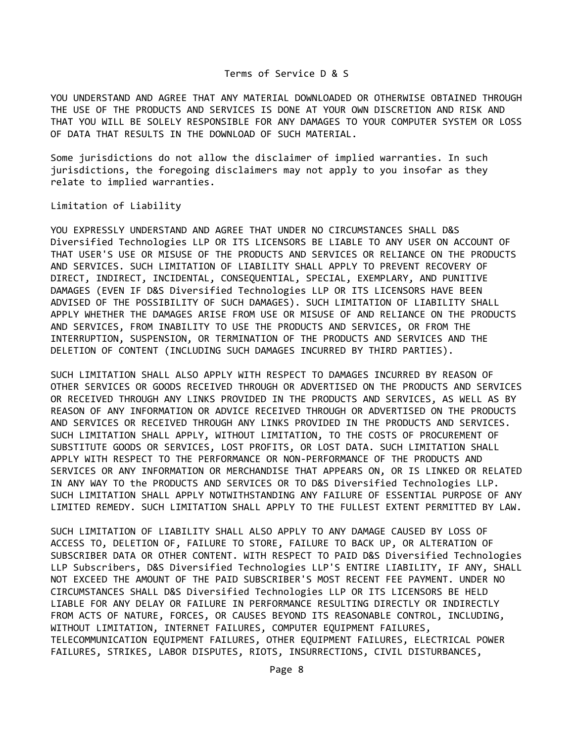YOU UNDERSTAND AND AGREE THAT ANY MATERIAL DOWNLOADED OR OTHERWISE OBTAINED THROUGH THE USE OF THE PRODUCTS AND SERVICES IS DONE AT YOUR OWN DISCRETION AND RISK AND THAT YOU WILL BE SOLELY RESPONSIBLE FOR ANY DAMAGES TO YOUR COMPUTER SYSTEM OR LOSS OF DATA THAT RESULTS IN THE DOWNLOAD OF SUCH MATERIAL.

Some jurisdictions do not allow the disclaimer of implied warranties. In such jurisdictions, the foregoing disclaimers may not apply to you insofar as they relate to implied warranties.

## Limitation of Liability

YOU EXPRESSLY UNDERSTAND AND AGREE THAT UNDER NO CIRCUMSTANCES SHALL D&S Diversified Technologies LLP OR ITS LICENSORS BE LIABLE TO ANY USER ON ACCOUNT OF THAT USER'S USE OR MISUSE OF THE PRODUCTS AND SERVICES OR RELIANCE ON THE PRODUCTS AND SERVICES. SUCH LIMITATION OF LIABILITY SHALL APPLY TO PREVENT RECOVERY OF DIRECT, INDIRECT, INCIDENTAL, CONSEQUENTIAL, SPECIAL, EXEMPLARY, AND PUNITIVE DAMAGES (EVEN IF D&S Diversified Technologies LLP OR ITS LICENSORS HAVE BEEN ADVISED OF THE POSSIBILITY OF SUCH DAMAGES). SUCH LIMITATION OF LIABILITY SHALL APPLY WHETHER THE DAMAGES ARISE FROM USE OR MISUSE OF AND RELIANCE ON THE PRODUCTS AND SERVICES, FROM INABILITY TO USE THE PRODUCTS AND SERVICES, OR FROM THE INTERRUPTION, SUSPENSION, OR TERMINATION OF THE PRODUCTS AND SERVICES AND THE DELETION OF CONTENT (INCLUDING SUCH DAMAGES INCURRED BY THIRD PARTIES).

SUCH LIMITATION SHALL ALSO APPLY WITH RESPECT TO DAMAGES INCURRED BY REASON OF OTHER SERVICES OR GOODS RECEIVED THROUGH OR ADVERTISED ON THE PRODUCTS AND SERVICES OR RECEIVED THROUGH ANY LINKS PROVIDED IN THE PRODUCTS AND SERVICES, AS WELL AS BY REASON OF ANY INFORMATION OR ADVICE RECEIVED THROUGH OR ADVERTISED ON THE PRODUCTS AND SERVICES OR RECEIVED THROUGH ANY LINKS PROVIDED IN THE PRODUCTS AND SERVICES. SUCH LIMITATION SHALL APPLY, WITHOUT LIMITATION, TO THE COSTS OF PROCUREMENT OF SUBSTITUTE GOODS OR SERVICES, LOST PROFITS, OR LOST DATA. SUCH LIMITATION SHALL APPLY WITH RESPECT TO THE PERFORMANCE OR NON-PERFORMANCE OF THE PRODUCTS AND SERVICES OR ANY INFORMATION OR MERCHANDISE THAT APPEARS ON, OR IS LINKED OR RELATED IN ANY WAY TO the PRODUCTS AND SERVICES OR TO D&S Diversified Technologies LLP. SUCH LIMITATION SHALL APPLY NOTWITHSTANDING ANY FAILURE OF ESSENTIAL PURPOSE OF ANY LIMITED REMEDY. SUCH LIMITATION SHALL APPLY TO THE FULLEST EXTENT PERMITTED BY LAW.

SUCH LIMITATION OF LIABILITY SHALL ALSO APPLY TO ANY DAMAGE CAUSED BY LOSS OF ACCESS TO, DELETION OF, FAILURE TO STORE, FAILURE TO BACK UP, OR ALTERATION OF SUBSCRIBER DATA OR OTHER CONTENT. WITH RESPECT TO PAID D&S Diversified Technologies LLP Subscribers, D&S Diversified Technologies LLP'S ENTIRE LIABILITY, IF ANY, SHALL NOT EXCEED THE AMOUNT OF THE PAID SUBSCRIBER'S MOST RECENT FEE PAYMENT. UNDER NO CIRCUMSTANCES SHALL D&S Diversified Technologies LLP OR ITS LICENSORS BE HELD LIABLE FOR ANY DELAY OR FAILURE IN PERFORMANCE RESULTING DIRECTLY OR INDIRECTLY FROM ACTS OF NATURE, FORCES, OR CAUSES BEYOND ITS REASONABLE CONTROL, INCLUDING, WITHOUT LIMITATION, INTERNET FAILURES, COMPUTER EQUIPMENT FAILURES, TELECOMMUNICATION EQUIPMENT FAILURES, OTHER EQUIPMENT FAILURES, ELECTRICAL POWER FAILURES, STRIKES, LABOR DISPUTES, RIOTS, INSURRECTIONS, CIVIL DISTURBANCES,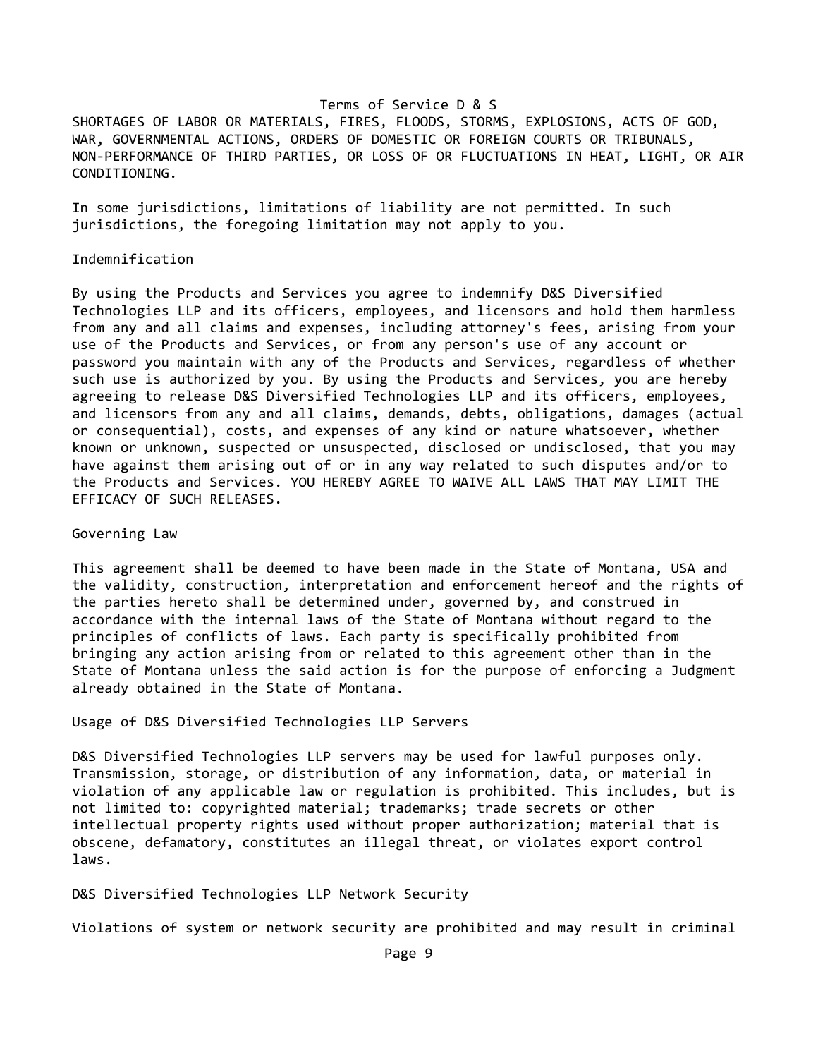SHORTAGES OF LABOR OR MATERIALS, FIRES, FLOODS, STORMS, EXPLOSIONS, ACTS OF GOD, WAR, GOVERNMENTAL ACTIONS, ORDERS OF DOMESTIC OR FOREIGN COURTS OR TRIBUNALS, NON-PERFORMANCE OF THIRD PARTIES, OR LOSS OF OR FLUCTUATIONS IN HEAT, LIGHT, OR AIR CONDITIONING.

In some jurisdictions, limitations of liability are not permitted. In such jurisdictions, the foregoing limitation may not apply to you.

## Indemnification

By using the Products and Services you agree to indemnify D&S Diversified Technologies LLP and its officers, employees, and licensors and hold them harmless from any and all claims and expenses, including attorney's fees, arising from your use of the Products and Services, or from any person's use of any account or password you maintain with any of the Products and Services, regardless of whether such use is authorized by you. By using the Products and Services, you are hereby agreeing to release D&S Diversified Technologies LLP and its officers, employees, and licensors from any and all claims, demands, debts, obligations, damages (actual or consequential), costs, and expenses of any kind or nature whatsoever, whether known or unknown, suspected or unsuspected, disclosed or undisclosed, that you may have against them arising out of or in any way related to such disputes and/or to the Products and Services. YOU HEREBY AGREE TO WAIVE ALL LAWS THAT MAY LIMIT THE EFFICACY OF SUCH RELEASES.

## Governing Law

This agreement shall be deemed to have been made in the State of Montana, USA and the validity, construction, interpretation and enforcement hereof and the rights of the parties hereto shall be determined under, governed by, and construed in accordance with the internal laws of the State of Montana without regard to the principles of conflicts of laws. Each party is specifically prohibited from bringing any action arising from or related to this agreement other than in the State of Montana unless the said action is for the purpose of enforcing a Judgment already obtained in the State of Montana.

## Usage of D&S Diversified Technologies LLP Servers

D&S Diversified Technologies LLP servers may be used for lawful purposes only. Transmission, storage, or distribution of any information, data, or material in violation of any applicable law or regulation is prohibited. This includes, but is not limited to: copyrighted material; trademarks; trade secrets or other intellectual property rights used without proper authorization; material that is obscene, defamatory, constitutes an illegal threat, or violates export control laws.

## D&S Diversified Technologies LLP Network Security

Violations of system or network security are prohibited and may result in criminal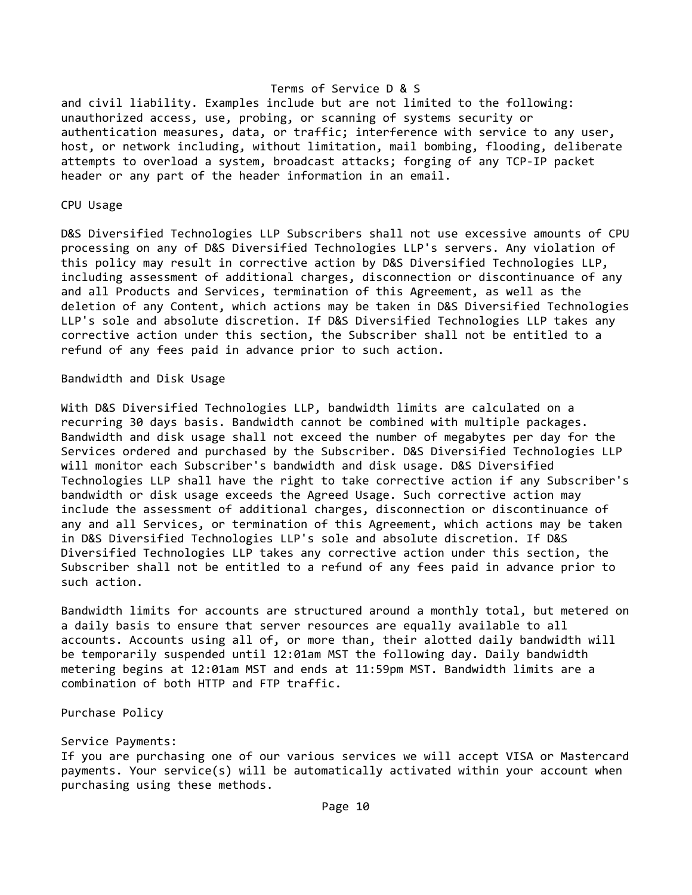and civil liability. Examples include but are not limited to the following: unauthorized access, use, probing, or scanning of systems security or authentication measures, data, or traffic; interference with service to any user, host, or network including, without limitation, mail bombing, flooding, deliberate attempts to overload a system, broadcast attacks; forging of any TCP-IP packet header or any part of the header information in an email.

## CPU Usage

D&S Diversified Technologies LLP Subscribers shall not use excessive amounts of CPU processing on any of D&S Diversified Technologies LLP's servers. Any violation of this policy may result in corrective action by D&S Diversified Technologies LLP, including assessment of additional charges, disconnection or discontinuance of any and all Products and Services, termination of this Agreement, as well as the deletion of any Content, which actions may be taken in D&S Diversified Technologies LLP's sole and absolute discretion. If D&S Diversified Technologies LLP takes any corrective action under this section, the Subscriber shall not be entitled to a refund of any fees paid in advance prior to such action.

## Bandwidth and Disk Usage

With D&S Diversified Technologies LLP, bandwidth limits are calculated on a recurring 30 days basis. Bandwidth cannot be combined with multiple packages. Bandwidth and disk usage shall not exceed the number of megabytes per day for the Services ordered and purchased by the Subscriber. D&S Diversified Technologies LLP will monitor each Subscriber's bandwidth and disk usage. D&S Diversified Technologies LLP shall have the right to take corrective action if any Subscriber's bandwidth or disk usage exceeds the Agreed Usage. Such corrective action may include the assessment of additional charges, disconnection or discontinuance of any and all Services, or termination of this Agreement, which actions may be taken in D&S Diversified Technologies LLP's sole and absolute discretion. If D&S Diversified Technologies LLP takes any corrective action under this section, the Subscriber shall not be entitled to a refund of any fees paid in advance prior to such action.

Bandwidth limits for accounts are structured around a monthly total, but metered on a daily basis to ensure that server resources are equally available to all accounts. Accounts using all of, or more than, their alotted daily bandwidth will be temporarily suspended until 12:01am MST the following day. Daily bandwidth metering begins at 12:01am MST and ends at 11:59pm MST. Bandwidth limits are a combination of both HTTP and FTP traffic.

## Purchase Policy

Service Payments:
If you are purchasing one of our various services we will accept VISA or Mastercard payments. Your service(s) will be automatically activated within your account when purchasing using these methods.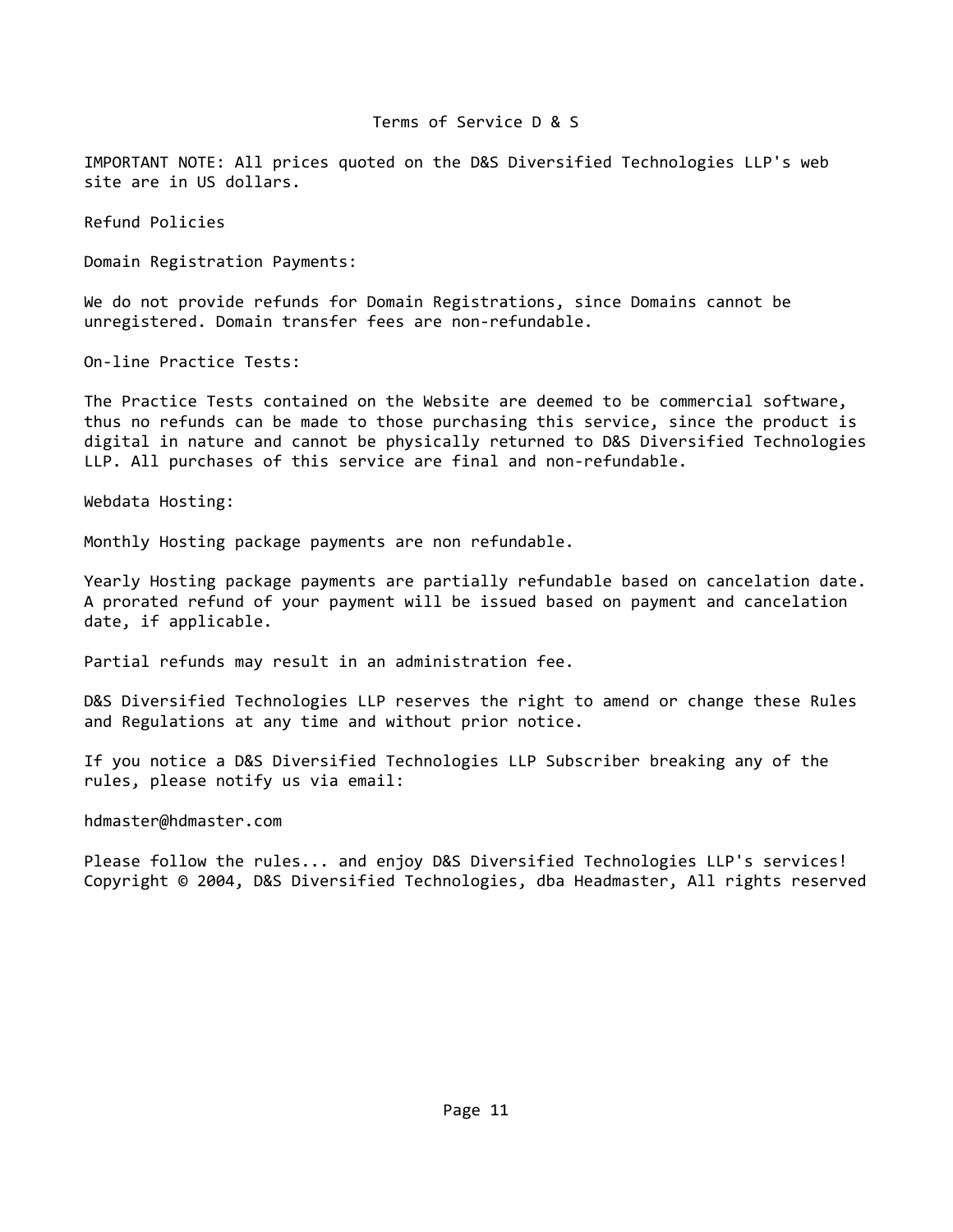# Terms of Service D & S

IMPORTANT NOTE: All prices quoted on the D&S Diversified Technologies LLP's web site are in US dollars.

## Refund Policies

### Domain Registration Payments:

We do not provide refunds for Domain Registrations, since Domains cannot be unregistered. Domain transfer fees are non-refundable.

### On-line Practice Tests:

The Practice Tests contained on the Website are deemed to be commercial software, thus no refunds can be made to those purchasing this service, since the product is digital in nature and cannot be physically returned to D&S Diversified Technologies LLP. All purchases of this service are final and non-refundable.

### Webdata Hosting:

Monthly Hosting package payments are non refundable.

Yearly Hosting package payments are partially refundable based on cancelation date. A prorated refund of your payment will be issued based on payment and cancelation date, if applicable.

Partial refunds may result in an administration fee.

D&S Diversified Technologies LLP reserves the right to amend or change these Rules and Regulations at any time and without prior notice.

If you notice a D&S Diversified Technologies LLP Subscriber breaking any of the rules, please notify us via email:

hdmaster@hdmaster.com

Please follow the rules... and enjoy D&S Diversified Technologies LLP's services!
Copyright © 2004, D&S Diversified Technologies, dba Headmaster, All rights reserved